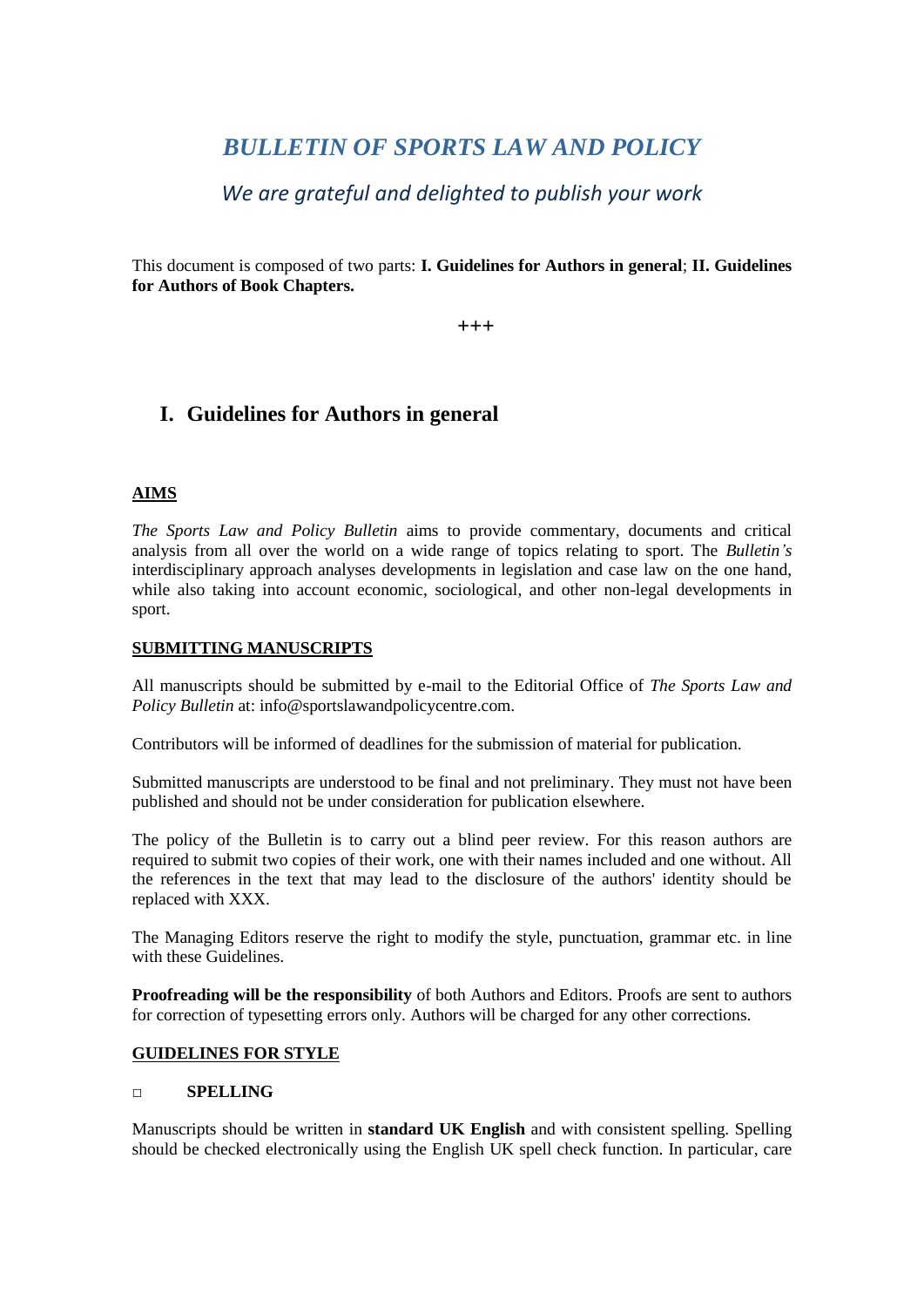# *BULLETIN OF SPORTS LAW AND POLICY*

*We are grateful and delighted to publish your work*

This document is composed of two parts: **I. Guidelines for Authors in general**; **II. Guidelines for Authors of Book Chapters.**

+++

## I. Guidelines for Authors in general

### AIMS

*The Sports Law and Policy Bulletin* aims to provide commentary, documents and critical analysis from all over the world on a wide range of topics relating to sport. The *Bulletin's* interdisciplinary approach analyses developments in legislation and case law on the one hand, while also taking into account economic, sociological, and other non-legal developments in sport.

### SUBMITTING MANUSCRIPTS

All manuscripts should be submitted by e-mail to the Editorial Office of *The Sports Law and Policy Bulletin* at: info@sportslawandpolicycentre.com.

Contributors will be informed of deadlines for the submission of material for publication.

Submitted manuscripts are understood to be final and not preliminary. They must not have been published and should not be under consideration for publication elsewhere.

The policy of the Bulletin is to carry out a blind peer review. For this reason authors are required to submit two copies of their work, one with their names included and one without. All the references in the text that may lead to the disclosure of the authors' identity should be replaced with XXX.

The Managing Editors reserve the right to modify the style, punctuation, grammar etc. in line with these Guidelines.

**Proofreading will be the responsibility** of both Authors and Editors. Proofs are sent to authors for correction of typesetting errors only. Authors will be charged for any other corrections.

### GUIDELINES FOR STYLE

- **SPELLING**

Manuscripts should be written in **standard UK English** and with consistent spelling. Spelling should be checked electronically using the English UK spell check function. In particular, care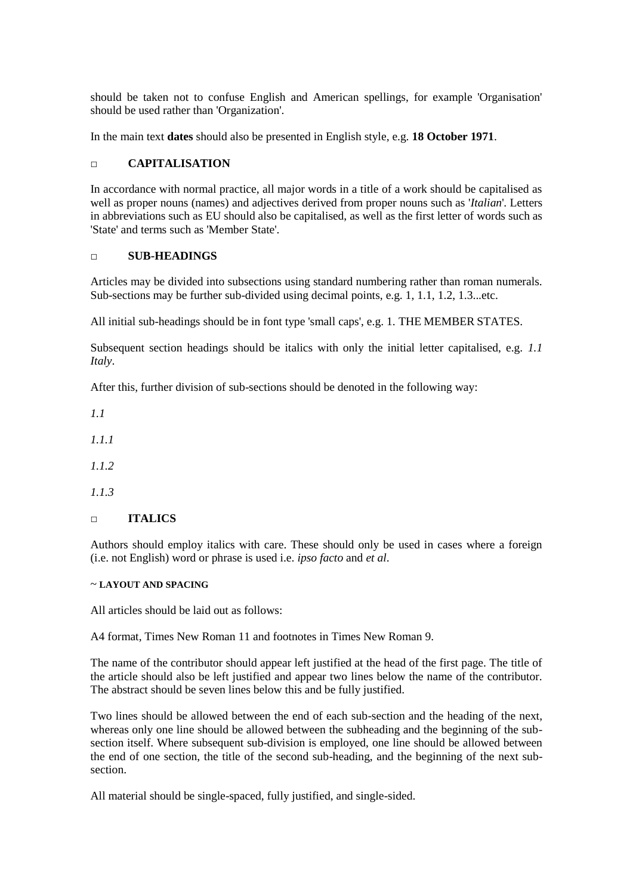should be taken not to confuse English and American spellings, for example 'Organisation' should be used rather than 'Organization'.

In the main text **dates** should also be presented in English style, e.g. **18 October 1971**.

## □ CAPITALISATION

In accordance with normal practice, all major words in a title of a work should be capitalised as well as proper nouns (names) and adjectives derived from proper nouns such as '*Italian*'. Letters in abbreviations such as EU should also be capitalised, as well as the first letter of words such as 'State' and terms such as 'Member State'.

## □ SUB-HEADINGS

Articles may be divided into subsections using standard numbering rather than roman numerals. Sub-sections may be further sub-divided using decimal points, e.g. 1, 1.1, 1.2, 1.3...etc.

All initial sub-headings should be in font type 'small caps', e.g. 1. THE MEMBER STATES.

Subsequent section headings should be italics with only the initial letter capitalised, e.g. *1.1 Italy*.

After this, further division of sub-sections should be denoted in the following way:

*1.1*

*1.1.1*

*1.1.2*

*1.1.3*

## □ ITALICS

Authors should employ italics with care. These should only be used in cases where a foreign (i.e. not English) word or phrase is used i.e. *ipso facto* and *et al*.

## ~ LAYOUT AND SPACING

All articles should be laid out as follows:

A4 format, Times New Roman 11 and footnotes in Times New Roman 9.

The name of the contributor should appear left justified at the head of the first page. The title of the article should also be left justified and appear two lines below the name of the contributor. The abstract should be seven lines below this and be fully justified.

Two lines should be allowed between the end of each sub-section and the heading of the next, whereas only one line should be allowed between the subheading and the beginning of the sub-section itself. Where subsequent sub-division is employed, one line should be allowed between the end of one section, the title of the second sub-heading, and the beginning of the next sub-section.

All material should be single-spaced, fully justified, and single-sided.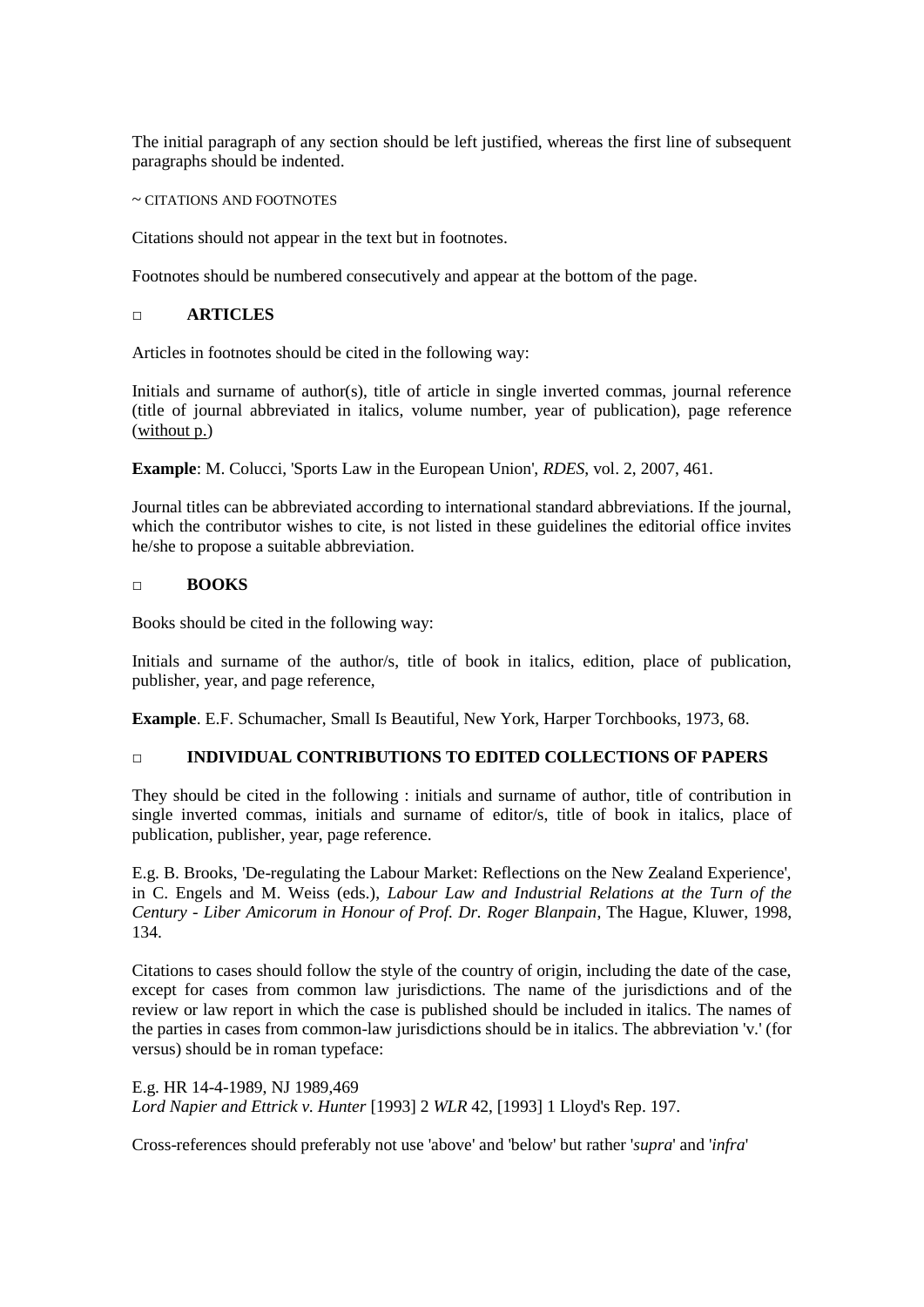The initial paragraph of any section should be left justified, whereas the first line of subsequent paragraphs should be indented.

~ CITATIONS AND FOOTNOTES

Citations should not appear in the text but in footnotes.

Footnotes should be numbered consecutively and appear at the bottom of the page.

### □ ARTICLES

Articles in footnotes should be cited in the following way:

Initials and surname of author(s), title of article in single inverted commas, journal reference (title of journal abbreviated in italics, volume number, year of publication), page reference (without p.)

**Example**: M. Colucci, 'Sports Law in the European Union', *RDES*, vol. 2, 2007, 461.

Journal titles can be abbreviated according to international standard abbreviations. If the journal, which the contributor wishes to cite, is not listed in these guidelines the editorial office invites he/she to propose a suitable abbreviation.

### □ BOOKS

Books should be cited in the following way:

Initials and surname of the author/s, title of book in italics, edition, place of publication, publisher, year, and page reference,

**Example**. E.F. Schumacher, Small Is Beautiful, New York, Harper Torchbooks, 1973, 68.

### □ INDIVIDUAL CONTRIBUTIONS TO EDITED COLLECTIONS OF PAPERS

They should be cited in the following : initials and surname of author, title of contribution in single inverted commas, initials and surname of editor/s, title of book in italics, place of publication, publisher, year, page reference.

E.g. B. Brooks, 'De-regulating the Labour Market: Reflections on the New Zealand Experience', in C. Engels and M. Weiss (eds.), *Labour Law and Industrial Relations at the Turn of the Century - Liber Amicorum in Honour of Prof. Dr. Roger Blanpain*, The Hague, Kluwer, 1998, 134.

Citations to cases should follow the style of the country of origin, including the date of the case, except for cases from common law jurisdictions. The name of the jurisdictions and of the review or law report in which the case is published should be included in italics. The names of the parties in cases from common-law jurisdictions should be in italics. The abbreviation 'v.' (for versus) should be in roman typeface:

E.g. HR 14-4-1989, NJ 1989,469
*Lord Napier and Ettrick v. Hunter* [1993] 2 *WLR* 42, [1993] 1 Lloyd's Rep. 197.

Cross-references should preferably not use 'above' and 'below' but rather '*supra*' and '*infra*'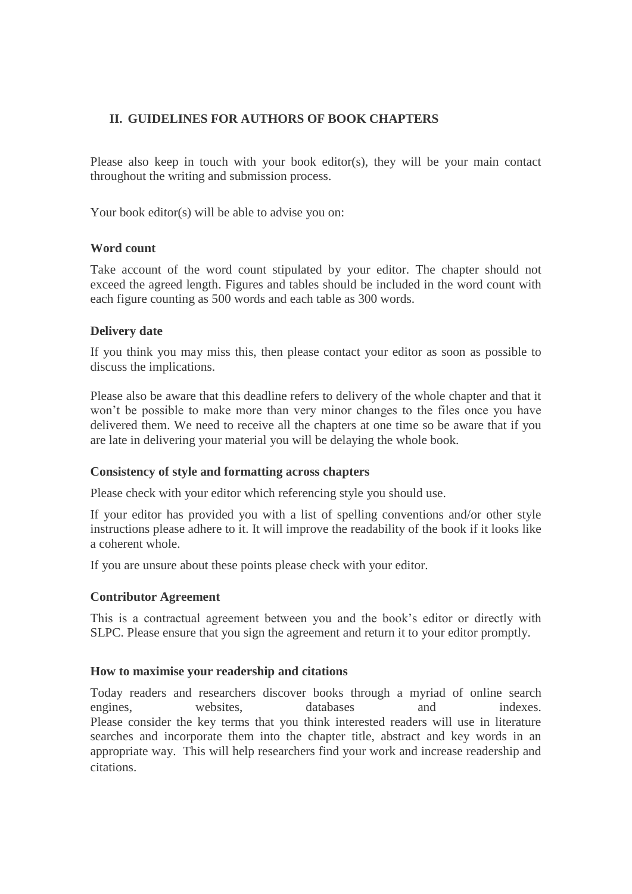## II. GUIDELINES FOR AUTHORS OF BOOK CHAPTERS

Please also keep in touch with your book editor(s), they will be your main contact throughout the writing and submission process.

Your book editor(s) will be able to advise you on:

**Word count**

Take account of the word count stipulated by your editor. The chapter should not exceed the agreed length. Figures and tables should be included in the word count with each figure counting as 500 words and each table as 300 words.

**Delivery date**

If you think you may miss this, then please contact your editor as soon as possible to discuss the implications.

Please also be aware that this deadline refers to delivery of the whole chapter and that it won't be possible to make more than very minor changes to the files once you have delivered them. We need to receive all the chapters at one time so be aware that if you are late in delivering your material you will be delaying the whole book.

**Consistency of style and formatting across chapters**

Please check with your editor which referencing style you should use.

If your editor has provided you with a list of spelling conventions and/or other style instructions please adhere to it. It will improve the readability of the book if it looks like a coherent whole.

If you are unsure about these points please check with your editor.

**Contributor Agreement**

This is a contractual agreement between you and the book's editor or directly with SLPC. Please ensure that you sign the agreement and return it to your editor promptly.

**How to maximise your readership and citations**

Today readers and researchers discover books through a myriad of online search engines, websites, databases and indexes.
Please consider the key terms that you think interested readers will use in literature searches and incorporate them into the chapter title, abstract and key words in an appropriate way. This will help researchers find your work and increase readership and citations.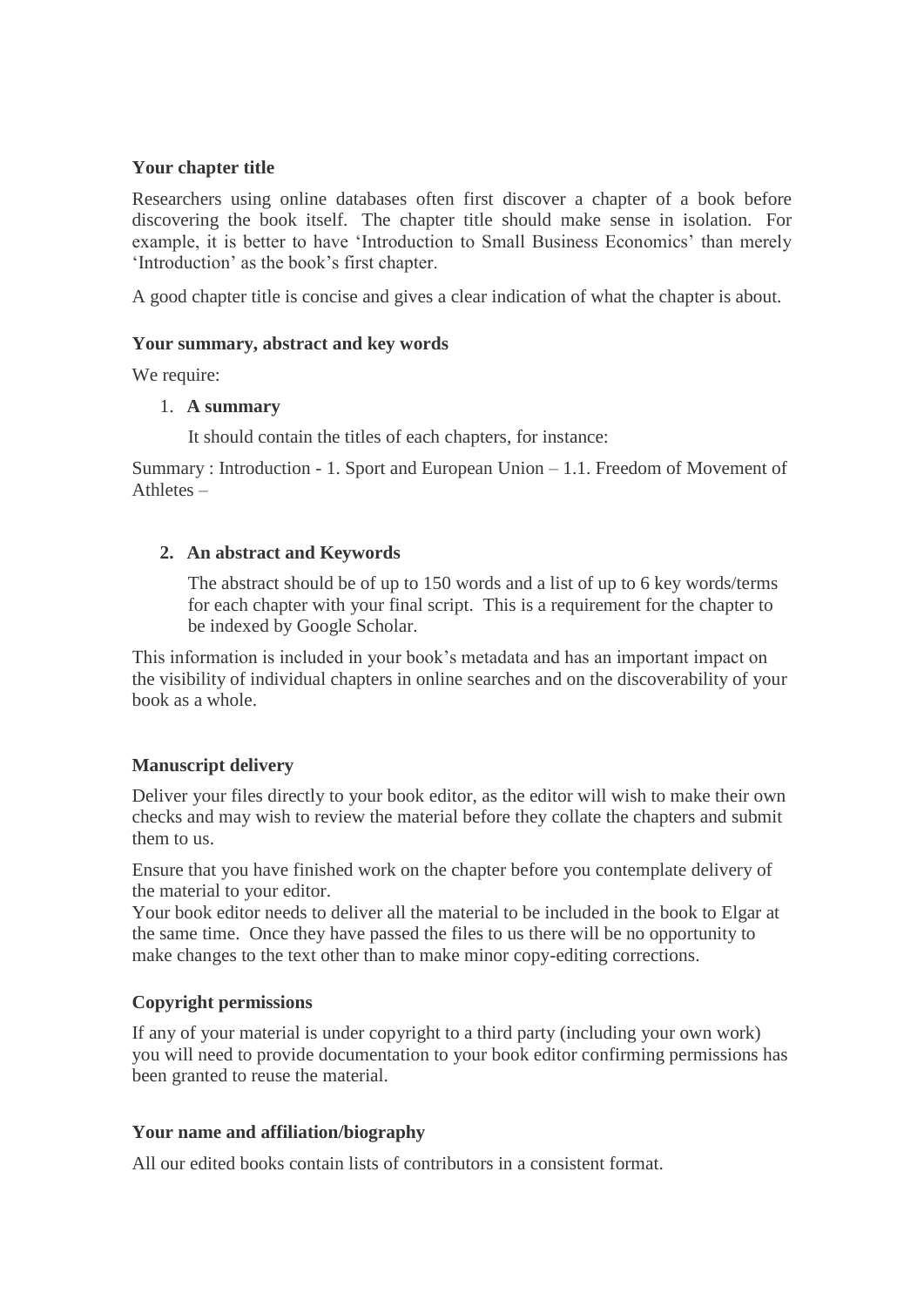**Your chapter title**

Researchers using online databases often first discover a chapter of a book before discovering the book itself. The chapter title should make sense in isolation. For example, it is better to have 'Introduction to Small Business Economics' than merely 'Introduction' as the book's first chapter.

A good chapter title is concise and gives a clear indication of what the chapter is about.

**Your summary, abstract and key words**

We require:

1. **A summary**

   It should contain the titles of each chapters, for instance:

Summary : Introduction - 1. Sport and European Union – 1.1. Freedom of Movement of Athletes –

2. **An abstract and Keywords**

   The abstract should be of up to 150 words and a list of up to 6 key words/terms for each chapter with your final script. This is a requirement for the chapter to be indexed by Google Scholar.

This information is included in your book's metadata and has an important impact on the visibility of individual chapters in online searches and on the discoverability of your book as a whole.

**Manuscript delivery**

Deliver your files directly to your book editor, as the editor will wish to make their own checks and may wish to review the material before they collate the chapters and submit them to us.

Ensure that you have finished work on the chapter before you contemplate delivery of the material to your editor.
Your book editor needs to deliver all the material to be included in the book to Elgar at the same time. Once they have passed the files to us there will be no opportunity to make changes to the text other than to make minor copy-editing corrections.

**Copyright permissions**

If any of your material is under copyright to a third party (including your own work) you will need to provide documentation to your book editor confirming permissions has been granted to reuse the material.

**Your name and affiliation/biography**

All our edited books contain lists of contributors in a consistent format.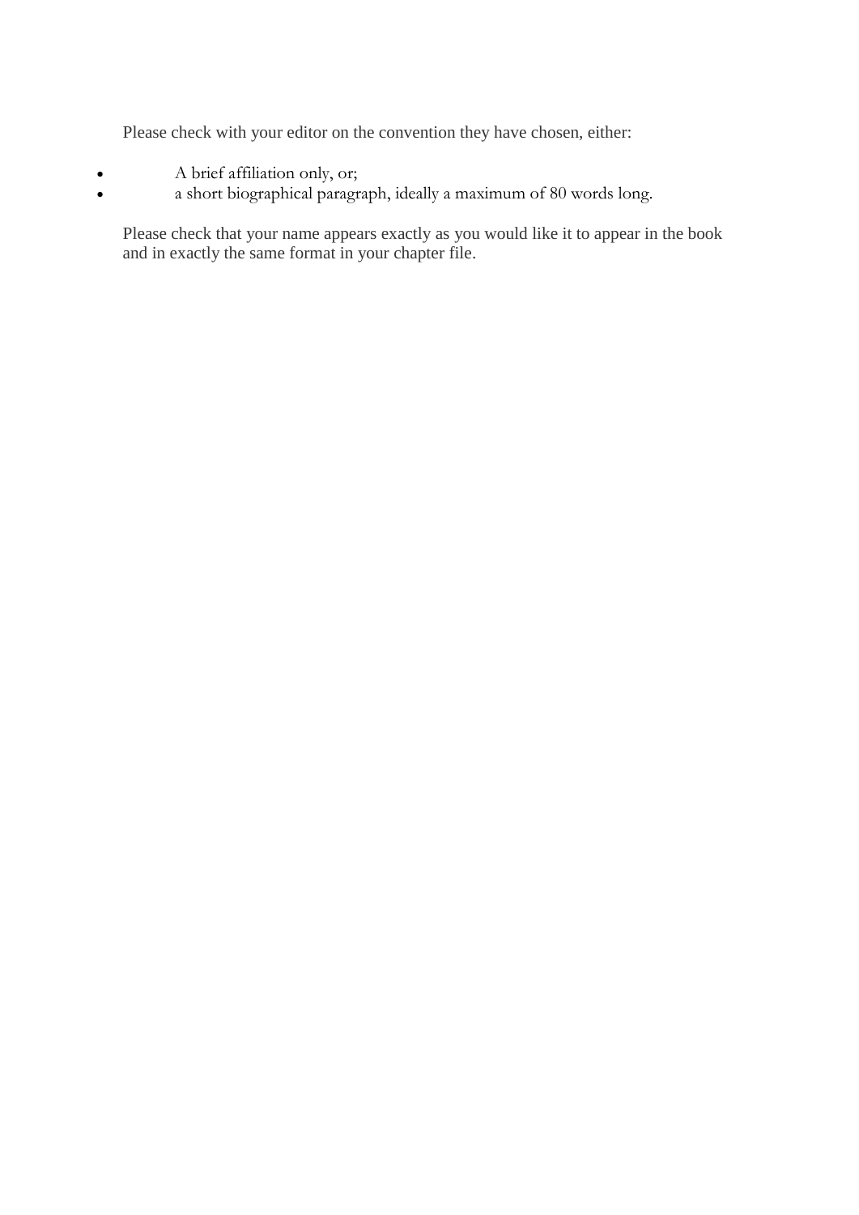Please check with your editor on the convention they have chosen, either:

- A brief affiliation only, or;
- a short biographical paragraph, ideally a maximum of 80 words long.

Please check that your name appears exactly as you would like it to appear in the book and in exactly the same format in your chapter file.